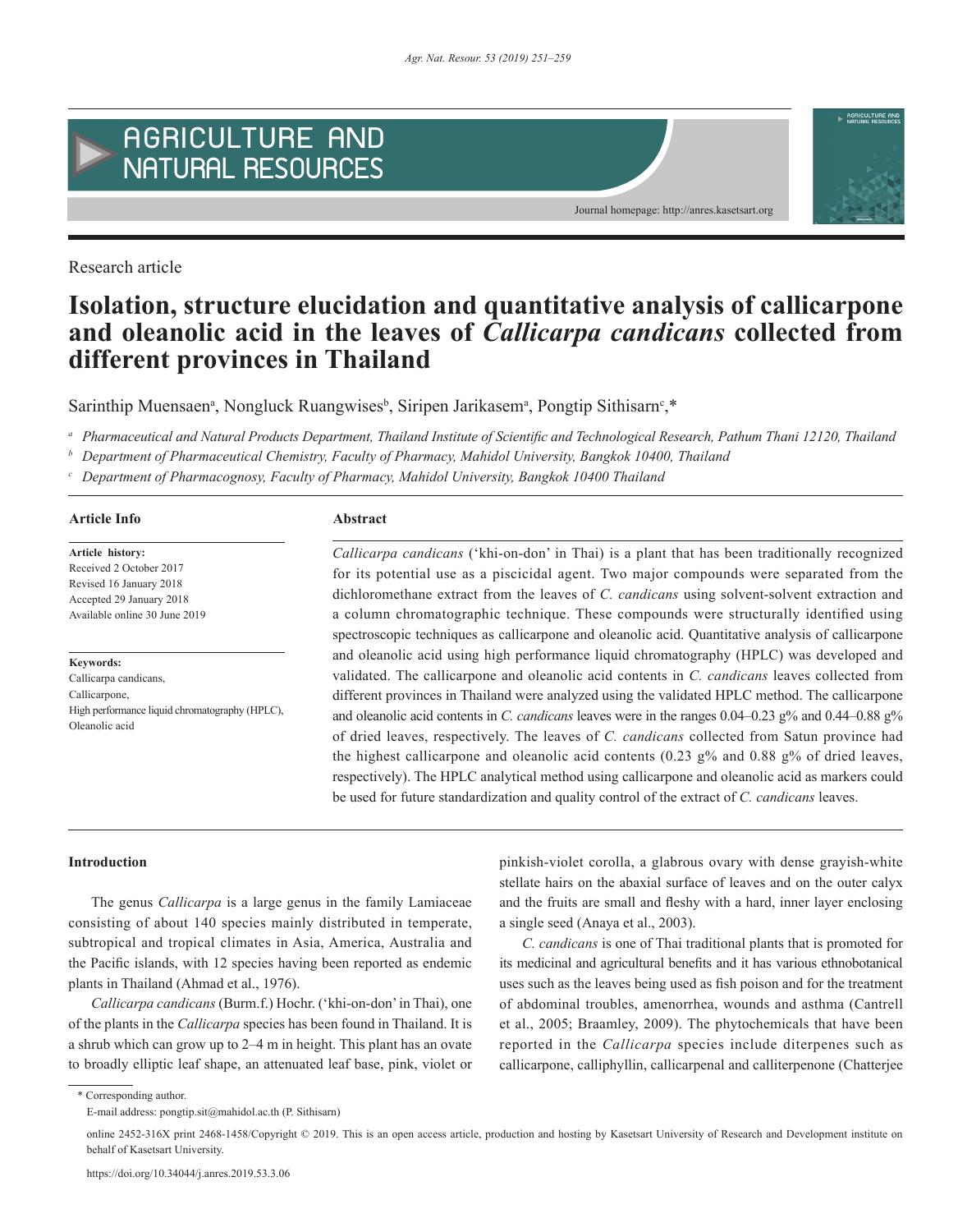Research article

# Isolation, structure elucidation and quantitative analysis of callicarpone and oleanolic acid in the leaves of *Callicarpa candicans* collected from different provinces in Thailand

Sarinthip Muensaen[a], Nongluck Ruangwises[b], Siripen Jarikasem[a], Pongtip Sithisarn[c],*

[a] *Pharmaceutical and Natural Products Department, Thailand Institute of Scientific and Technological Research, Pathum Thani 12120, Thailand*

[b] *Department of Pharmaceutical Chemistry, Faculty of Pharmacy, Mahidol University, Bangkok 10400, Thailand*

[c] *Department of Pharmacognosy, Faculty of Pharmacy, Mahidol University, Bangkok 10400 Thailand*

**Article Info**

**Article history:**
Received 2 October 2017
Revised 16 January 2018
Accepted 29 January 2018
Available online 30 June 2019

**Keywords:**
Callicarpa candicans,
Callicarpone,
High performance liquid chromatography (HPLC),
Oleanolic acid

**Abstract**

*Callicarpa candicans* ('khi-on-don' in Thai) is a plant that has been traditionally recognized for its potential use as a piscicidal agent. Two major compounds were separated from the dichloromethane extract from the leaves of *C. candicans* using solvent-solvent extraction and a column chromatographic technique. These compounds were structurally identified using spectroscopic techniques as callicarpone and oleanolic acid. Quantitative analysis of callicarpone and oleanolic acid using high performance liquid chromatography (HPLC) was developed and validated. The callicarpone and oleanolic acid contents in *C. candicans* leaves collected from different provinces in Thailand were analyzed using the validated HPLC method. The callicarpone and oleanolic acid contents in *C. candicans* leaves were in the ranges 0.04–0.23 g% and 0.44–0.88 g% of dried leaves, respectively. The leaves of *C. candicans* collected from Satun province had the highest callicarpone and oleanolic acid contents (0.23 g% and 0.88 g% of dried leaves, respectively). The HPLC analytical method using callicarpone and oleanolic acid as markers could be used for future standardization and quality control of the extract of *C. candicans* leaves.

## Introduction

The genus *Callicarpa* is a large genus in the family Lamiaceae consisting of about 140 species mainly distributed in temperate, subtropical and tropical climates in Asia, America, Australia and the Pacific islands, with 12 species having been reported as endemic plants in Thailand (Ahmad et al., 1976).

*Callicarpa candicans* (Burm.f.) Hochr. ('khi-on-don' in Thai), one of the plants in the *Callicarpa* species has been found in Thailand. It is a shrub which can grow up to 2–4 m in height. This plant has an ovate to broadly elliptic leaf shape, an attenuated leaf base, pink, violet or pinkish-violet corolla, a glabrous ovary with dense grayish-white stellate hairs on the abaxial surface of leaves and on the outer calyx and the fruits are small and fleshy with a hard, inner layer enclosing a single seed (Anaya et al., 2003).

*C. candicans* is one of Thai traditional plants that is promoted for its medicinal and agricultural benefits and it has various ethnobotanical uses such as the leaves being used as fish poison and for the treatment of abdominal troubles, amenorrhea, wounds and asthma (Cantrell et al., 2005; Braamley, 2009). The phytochemicals that have been reported in the *Callicarpa* species include diterpenes such as callicarpone, calliphyllin, callicarpenal and calliterpenone (Chatterjee

\* Corresponding author.
E-mail address: pongtip.sit@mahidol.ac.th (P. Sithisarn)

online 2452-316X print 2468-1458/Copyright © 2019. This is an open access article, production and hosting by Kasetsart University of Research and Development institute on behalf of Kasetsart University.

https://doi.org/10.34044/j.anres.2019.53.3.06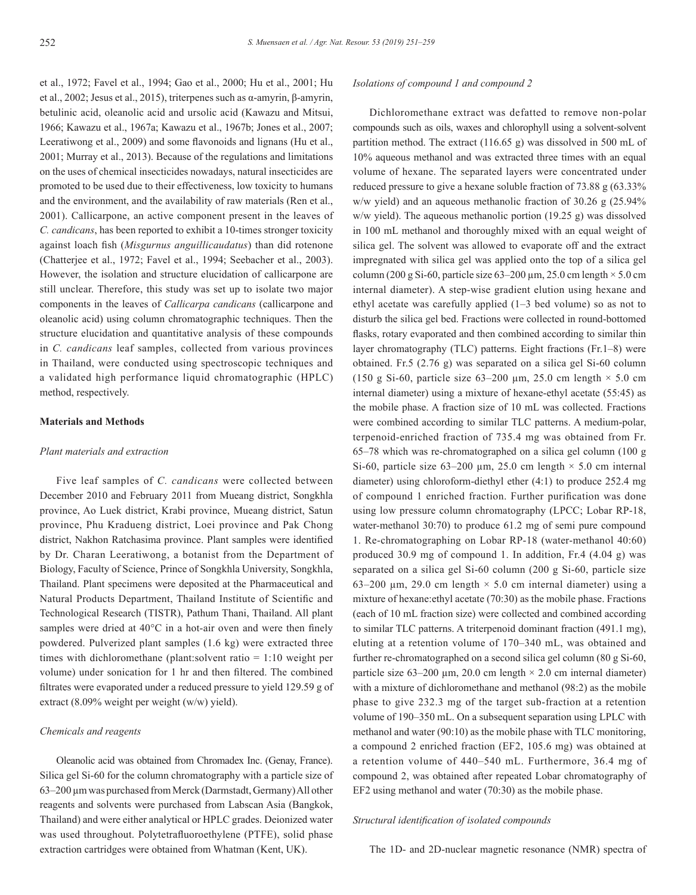et al., 1972; Favel et al., 1994; Gao et al., 2000; Hu et al., 2001; Hu et al., 2002; Jesus et al., 2015), triterpenes such as α-amyrin, β-amyrin, betulinic acid, oleanolic acid and ursolic acid (Kawazu and Mitsui, 1966; Kawazu et al., 1967a; Kawazu et al., 1967b; Jones et al., 2007; Leeratiwong et al., 2009) and some flavonoids and lignans (Hu et al., 2001; Murray et al., 2013). Because of the regulations and limitations on the uses of chemical insecticides nowadays, natural insecticides are promoted to be used due to their effectiveness, low toxicity to humans and the environment, and the availability of raw materials (Ren et al., 2001). Callicarpone, an active component present in the leaves of *C. candicans*, has been reported to exhibit a 10-times stronger toxicity against loach fish (*Misgurnus anguillicaudatus*) than did rotenone (Chatterjee et al., 1972; Favel et al., 1994; Seebacher et al., 2003). However, the isolation and structure elucidation of callicarpone are still unclear. Therefore, this study was set up to isolate two major components in the leaves of *Callicarpa candicans* (callicarpone and oleanolic acid) using column chromatographic techniques. Then the structure elucidation and quantitative analysis of these compounds in *C. candicans* leaf samples, collected from various provinces in Thailand, were conducted using spectroscopic techniques and a validated high performance liquid chromatographic (HPLC) method, respectively.

## Materials and Methods

### *Plant materials and extraction*

Five leaf samples of *C. candicans* were collected between December 2010 and February 2011 from Mueang district, Songkhla province, Ao Luek district, Krabi province, Mueang district, Satun province, Phu Kradueng district, Loei province and Pak Chong district, Nakhon Ratchasima province. Plant samples were identified by Dr. Charan Leeratiwong, a botanist from the Department of Biology, Faculty of Science, Prince of Songkhla University, Songkhla, Thailand. Plant specimens were deposited at the Pharmaceutical and Natural Products Department, Thailand Institute of Scientific and Technological Research (TISTR), Pathum Thani, Thailand. All plant samples were dried at 40°C in a hot-air oven and were then finely powdered. Pulverized plant samples (1.6 kg) were extracted three times with dichloromethane (plant:solvent ratio = 1:10 weight per volume) under sonication for 1 hr and then filtered. The combined filtrates were evaporated under a reduced pressure to yield 129.59 g of extract (8.09% weight per weight (w/w) yield).

### *Chemicals and reagents*

Oleanolic acid was obtained from Chromadex Inc. (Genay, France). Silica gel Si-60 for the column chromatography with a particle size of 63–200 μm was purchased from Merck (Darmstadt, Germany) All other reagents and solvents were purchased from Labscan Asia (Bangkok, Thailand) and were either analytical or HPLC grades. Deionized water was used throughout. Polytetrafluoroethylene (PTFE), solid phase extraction cartridges were obtained from Whatman (Kent, UK).

### *Isolations of compound 1 and compound 2*

Dichloromethane extract was defatted to remove non-polar compounds such as oils, waxes and chlorophyll using a solvent-solvent partition method. The extract (116.65 g) was dissolved in 500 mL of 10% aqueous methanol and was extracted three times with an equal volume of hexane. The separated layers were concentrated under reduced pressure to give a hexane soluble fraction of 73.88 g (63.33% w/w yield) and an aqueous methanolic fraction of 30.26 g (25.94% w/w yield). The aqueous methanolic portion (19.25 g) was dissolved in 100 mL methanol and thoroughly mixed with an equal weight of silica gel. The solvent was allowed to evaporate off and the extract impregnated with silica gel was applied onto the top of a silica gel column (200 g Si-60, particle size 63–200 μm, 25.0 cm length × 5.0 cm internal diameter). A step-wise gradient elution using hexane and ethyl acetate was carefully applied (1–3 bed volume) so as not to disturb the silica gel bed. Fractions were collected in round-bottomed flasks, rotary evaporated and then combined according to similar thin layer chromatography (TLC) patterns. Eight fractions (Fr.1–8) were obtained. Fr.5 (2.76 g) was separated on a silica gel Si-60 column (150 g Si-60, particle size 63–200 μm, 25.0 cm length × 5.0 cm internal diameter) using a mixture of hexane-ethyl acetate (55:45) as the mobile phase. A fraction size of 10 mL was collected. Fractions were combined according to similar TLC patterns. A medium-polar, terpenoid-enriched fraction of 735.4 mg was obtained from Fr. 65–78 which was re-chromatographed on a silica gel column (100 g Si-60, particle size 63–200 μm, 25.0 cm length × 5.0 cm internal diameter) using chloroform-diethyl ether (4:1) to produce 252.4 mg of compound 1 enriched fraction. Further purification was done using low pressure column chromatography (LPCC; Lobar RP-18, water-methanol 30:70) to produce 61.2 mg of semi pure compound 1. Re-chromatographing on Lobar RP-18 (water-methanol 40:60) produced 30.9 mg of compound 1. In addition, Fr.4 (4.04 g) was separated on a silica gel Si-60 column (200 g Si-60, particle size 63–200 μm, 29.0 cm length × 5.0 cm internal diameter) using a mixture of hexane:ethyl acetate (70:30) as the mobile phase. Fractions (each of 10 mL fraction size) were collected and combined according to similar TLC patterns. A triterpenoid dominant fraction (491.1 mg), eluting at a retention volume of 170–340 mL, was obtained and further re-chromatographed on a second silica gel column (80 g Si-60, particle size 63–200 μm, 20.0 cm length × 2.0 cm internal diameter) with a mixture of dichloromethane and methanol (98:2) as the mobile phase to give 232.3 mg of the target sub-fraction at a retention volume of 190–350 mL. On a subsequent separation using LPLC with methanol and water (90:10) as the mobile phase with TLC monitoring, a compound 2 enriched fraction (EF2, 105.6 mg) was obtained at a retention volume of 440–540 mL. Furthermore, 36.4 mg of compound 2, was obtained after repeated Lobar chromatography of EF2 using methanol and water (70:30) as the mobile phase.

### *Structural identification of isolated compounds*

The 1D- and 2D-nuclear magnetic resonance (NMR) spectra of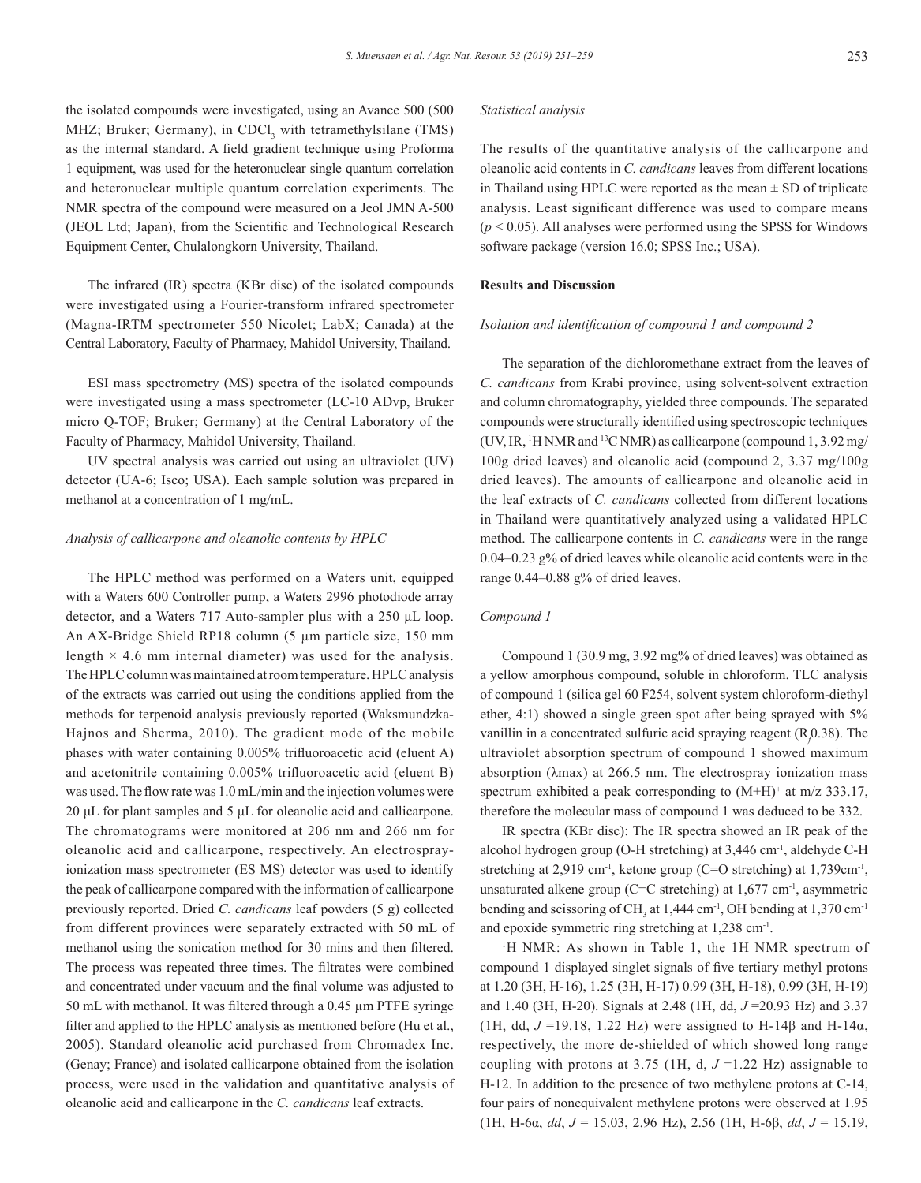the isolated compounds were investigated, using an Avance 500 (500 MHZ; Bruker; Germany), in $CDCl_3$ with tetramethylsilane (TMS) as the internal standard. A field gradient technique using Proforma 1 equipment, was used for the heteronuclear single quantum correlation and heteronuclear multiple quantum correlation experiments. The NMR spectra of the compound were measured on a Jeol JMN A-500 (JEOL Ltd; Japan), from the Scientific and Technological Research Equipment Center, Chulalongkorn University, Thailand.

The infrared (IR) spectra (KBr disc) of the isolated compounds were investigated using a Fourier-transform infrared spectrometer (Magna-IRTM spectrometer 550 Nicolet; LabX; Canada) at the Central Laboratory, Faculty of Pharmacy, Mahidol University, Thailand.

ESI mass spectrometry (MS) spectra of the isolated compounds were investigated using a mass spectrometer (LC-10 ADvp, Bruker micro Q-TOF; Bruker; Germany) at the Central Laboratory of the Faculty of Pharmacy, Mahidol University, Thailand.

UV spectral analysis was carried out using an ultraviolet (UV) detector (UA-6; Isco; USA). Each sample solution was prepared in methanol at a concentration of 1 mg/mL.

*Analysis of callicarpone and oleanolic contents by HPLC*

The HPLC method was performed on a Waters unit, equipped with a Waters 600 Controller pump, a Waters 2996 photodiode array detector, and a Waters 717 Auto-sampler plus with a 250 μL loop. An AX-Bridge Shield RP18 column (5 μm particle size, 150 mm length × 4.6 mm internal diameter) was used for the analysis. The HPLC column was maintained at room temperature. HPLC analysis of the extracts was carried out using the conditions applied from the methods for terpenoid analysis previously reported (Waksmundzka-Hajnos and Sherma, 2010). The gradient mode of the mobile phases with water containing 0.005% trifluoroacetic acid (eluent A) and acetonitrile containing 0.005% trifluoroacetic acid (eluent B) was used. The flow rate was 1.0 mL/min and the injection volumes were 20 μL for plant samples and 5 μL for oleanolic acid and callicarpone. The chromatograms were monitored at 206 nm and 266 nm for oleanolic acid and callicarpone, respectively. An electrospray-ionization mass spectrometer (ES MS) detector was used to identify the peak of callicarpone compared with the information of callicarpone previously reported. Dried *C. candicans* leaf powders (5 g) collected from different provinces were separately extracted with 50 mL of methanol using the sonication method for 30 mins and then filtered. The process was repeated three times. The filtrates were combined and concentrated under vacuum and the final volume was adjusted to 50 mL with methanol. It was filtered through a 0.45 μm PTFE syringe filter and applied to the HPLC analysis as mentioned before (Hu et al., 2005). Standard oleanolic acid purchased from Chromadex Inc. (Genay; France) and isolated callicarpone obtained from the isolation process, were used in the validation and quantitative analysis of oleanolic acid and callicarpone in the *C. candicans* leaf extracts.

*Statistical analysis*

The results of the quantitative analysis of the callicarpone and oleanolic acid contents in *C. candicans* leaves from different locations in Thailand using HPLC were reported as the mean ± SD of triplicate analysis. Least significant difference was used to compare means ($p < 0.05$). All analyses were performed using the SPSS for Windows software package (version 16.0; SPSS Inc.; USA).

**Results and Discussion**

*Isolation and identification of compound 1 and compound 2*

The separation of the dichloromethane extract from the leaves of *C. candicans* from Krabi province, using solvent-solvent extraction and column chromatography, yielded three compounds. The separated compounds were structurally identified using spectroscopic techniques (UV, IR, $^1$H NMR and $^{13}$C NMR) as callicarpone (compound 1, 3.92 mg/100g dried leaves) and oleanolic acid (compound 2, 3.37 mg/100g dried leaves). The amounts of callicarpone and oleanolic acid in the leaf extracts of *C. candicans* collected from different locations in Thailand were quantitatively analyzed using a validated HPLC method. The callicarpone contents in *C. candicans* were in the range 0.04–0.23 g% of dried leaves while oleanolic acid contents were in the range 0.44–0.88 g% of dried leaves.

*Compound 1*

Compound 1 (30.9 mg, 3.92 mg% of dried leaves) was obtained as a yellow amorphous compound, soluble in chloroform. TLC analysis of compound 1 (silica gel 60 F254, solvent system chloroform-diethyl ether, 4:1) showed a single green spot after being sprayed with 5% vanillin in a concentrated sulfuric acid spraying reagent ($R_f$ 0.38). The ultraviolet absorption spectrum of compound 1 showed maximum absorption (λmax) at 266.5 nm. The electrospray ionization mass spectrum exhibited a peak corresponding to $(M+H)^+$ at m/z 333.17, therefore the molecular mass of compound 1 was deduced to be 332.

IR spectra (KBr disc): The IR spectra showed an IR peak of the alcohol hydrogen group (O-H stretching) at 3,446 cm$^{-1}$, aldehyde C-H stretching at 2,919 cm$^{-1}$, ketone group (C=O stretching) at 1,739cm$^{-1}$, unsaturated alkene group (C=C stretching) at 1,677 cm$^{-1}$, asymmetric bending and scissoring of $CH_3$ at 1,444 cm$^{-1}$, OH bending at 1,370 cm$^{-1}$ and epoxide symmetric ring stretching at 1,238 cm$^{-1}$.

$^1$H NMR: As shown in Table 1, the 1H NMR spectrum of compound 1 displayed singlet signals of five tertiary methyl protons at 1.20 (3H, H-16), 1.25 (3H, H-17) 0.99 (3H, H-18), 0.99 (3H, H-19) and 1.40 (3H, H-20). Signals at 2.48 (1H, dd, $J$ =20.93 Hz) and 3.37 (1H, dd, $J$ =19.18, 1.22 Hz) were assigned to H-14β and H-14α, respectively, the more de-shielded of which showed long range coupling with protons at 3.75 (1H, d, $J$ =1.22 Hz) assignable to H-12. In addition to the presence of two methylene protons at C-14, four pairs of nonequivalent methylene protons were observed at 1.95 (1H, H-6α, *dd*, $J$ = 15.03, 2.96 Hz), 2.56 (1H, H-6β, *dd*, $J$ = 15.19,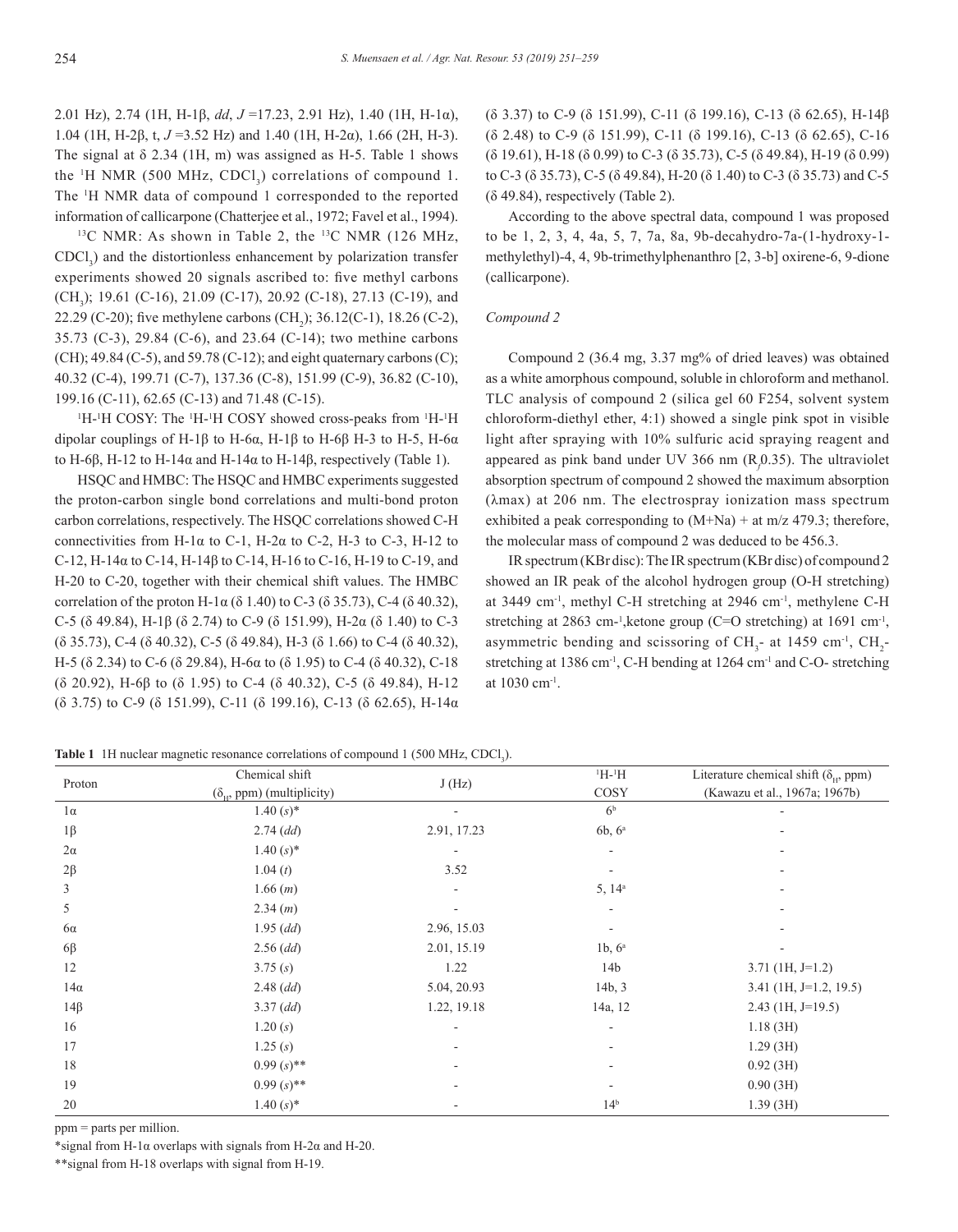2.01 Hz), 2.74 (1H, H-1β, *dd*, *J* =17.23, 2.91 Hz), 1.40 (1H, H-1α), 1.04 (1H, H-2β, t, *J* =3.52 Hz) and 1.40 (1H, H-2α), 1.66 (2H, H-3). The signal at δ 2.34 (1H, m) was assigned as H-5. Table 1 shows the $^{1}$H NMR (500 MHz, $CDCl_3$) correlations of compound 1. The $^{1}$H NMR data of compound 1 corresponded to the reported information of callicarpone (Chatterjee et al., 1972; Favel et al., 1994).

$^{13}$C NMR: As shown in Table 2, the $^{13}$C NMR (126 MHz, $CDCl_3$) and the distortionless enhancement by polarization transfer experiments showed 20 signals ascribed to: five methyl carbons ($CH_3$); 19.61 (C-16), 21.09 (C-17), 20.92 (C-18), 27.13 (C-19), and 22.29 (C-20); five methylene carbons ($CH_2$); 36.12(C-1), 18.26 (C-2), 35.73 (C-3), 29.84 (C-6), and 23.64 (C-14); two methine carbons (CH); 49.84 (C-5), and 59.78 (C-12); and eight quaternary carbons (C); 40.32 (C-4), 199.71 (C-7), 137.36 (C-8), 151.99 (C-9), 36.82 (C-10), 199.16 (C-11), 62.65 (C-13) and 71.48 (C-15).

$^{1}$H-$^{1}$H COSY: The $^{1}$H-$^{1}$H COSY showed cross-peaks from $^{1}$H-$^{1}$H dipolar couplings of H-1β to H-6α, H-1β to H-6β H-3 to H-5, H-6α to H-6β, H-12 to H-14α and H-14α to H-14β, respectively (Table 1).

HSQC and HMBC: The HSQC and HMBC experiments suggested the proton-carbon single bond correlations and multi-bond proton carbon correlations, respectively. The HSQC correlations showed C-H connectivities from H-1α to C-1, H-2α to C-2, H-3 to C-3, H-12 to C-12, H-14α to C-14, H-14β to C-14, H-16 to C-16, H-19 to C-19, and H-20 to C-20, together with their chemical shift values. The HMBC correlation of the proton H-1α (δ 1.40) to C-3 (δ 35.73), C-4 (δ 40.32), C-5 (δ 49.84), H-1β (δ 2.74) to C-9 (δ 151.99), H-2α (δ 1.40) to C-3 (δ 35.73), C-4 (δ 40.32), C-5 (δ 49.84), H-3 (δ 1.66) to C-4 (δ 40.32), H-5 (δ 2.34) to C-6 (δ 29.84), H-6α to (δ 1.95) to C-4 (δ 40.32), C-18 (δ 20.92), H-6β to (δ 1.95) to C-4 (δ 40.32), C-5 (δ 49.84), H-12 (δ 3.75) to C-9 (δ 151.99), C-11 (δ 199.16), C-13 (δ 62.65), H-14α (δ 3.37) to C-9 (δ 151.99), C-11 (δ 199.16), C-13 (δ 62.65), H-14β (δ 2.48) to C-9 (δ 151.99), C-11 (δ 199.16), C-13 (δ 62.65), C-16 (δ 19.61), H-18 (δ 0.99) to C-3 (δ 35.73), C-5 (δ 49.84), H-19 (δ 0.99) to C-3 (δ 35.73), C-5 (δ 49.84), H-20 (δ 1.40) to C-3 (δ 35.73) and C-5 (δ 49.84), respectively (Table 2).

According to the above spectral data, compound 1 was proposed to be 1, 2, 3, 4, 4a, 5, 7, 7a, 8a, 9b-decahydro-7a-(1-hydroxy-1-methylethyl)-4, 4, 9b-trimethylphenanthro [2, 3-b] oxirene-6, 9-dione (callicarpone).

### *Compound 2*

Compound 2 (36.4 mg, 3.37 mg% of dried leaves) was obtained as a white amorphous compound, soluble in chloroform and methanol. TLC analysis of compound 2 (silica gel 60 F254, solvent system chloroform-diethyl ether, 4:1) showed a single pink spot in visible light after spraying with 10% sulfuric acid spraying reagent and appeared as pink band under UV 366 nm ($R_f$0.35). The ultraviolet absorption spectrum of compound 2 showed the maximum absorption (λmax) at 206 nm. The electrospray ionization mass spectrum exhibited a peak corresponding to (M+Na) + at m/z 479.3; therefore, the molecular mass of compound 2 was deduced to be 456.3.

IR spectrum (KBr disc): The IR spectrum (KBr disc) of compound 2 showed an IR peak of the alcohol hydrogen group (O-H stretching) at 3449 cm$^{-1}$, methyl C-H stretching at 2946 cm$^{-1}$, methylene C-H stretching at 2863 cm-$^{1}$,ketone group (C=O stretching) at 1691 cm$^{-1}$, asymmetric bending and scissoring of $CH_3$- at 1459 cm$^{-1}$, $CH_2$- stretching at 1386 cm$^{-1}$, C-H bending at 1264 cm$^{-1}$ and C-O- stretching at 1030 cm$^{-1}$.

**Table 1** 1H nuclear magnetic resonance correlations of compound 1 (500 MHz, $CDCl_3$).

| Proton | Chemical shift ($\delta_H$, ppm) (multiplicity) | J (Hz) | $^{1}$H-$^{1}$H COSY | Literature chemical shift ($\delta_H$, ppm) (Kawazu et al., 1967a; 1967b) |
|---|---|---|---|---|
| 1α | 1.40 (*s*)* | - | 6[b] | - |
| 1β | 2.74 (*dd*) | 2.91, 17.23 | 6b, 6[a] | - |
| 2α | 1.40 (*s*)* | - | - | - |
| 2β | 1.04 (*t*) | 3.52 | - | - |
| 3 | 1.66 (*m*) | - | 5, 14[a] | - |
| 5 | 2.34 (*m*) | - | - | - |
| 6α | 1.95 (*dd*) | 2.96, 15.03 | - | - |
| 6β | 2.56 (*dd*) | 2.01, 15.19 | 1b, 6[a] | - |
| 12 | 3.75 (*s*) | 1.22 | 14b | 3.71 (1H, J=1.2) |
| 14α | 2.48 (*dd*) | 5.04, 20.93 | 14b, 3 | 3.41 (1H, J=1.2, 19.5) |
| 14β | 3.37 (*dd*) | 1.22, 19.18 | 14a, 12 | 2.43 (1H, J=19.5) |
| 16 | 1.20 (*s*) | - | - | 1.18 (3H) |
| 17 | 1.25 (*s*) | - | - | 1.29 (3H) |
| 18 | 0.99 (*s*)** | - | - | 0.92 (3H) |
| 19 | 0.99 (*s*)** | - | - | 0.90 (3H) |
| 20 | 1.40 (*s*)* | - | 14[b] | 1.39 (3H) |

ppm = parts per million.

*signal from H-1α overlaps with signals from H-2α and H-20.

**signal from H-18 overlaps with signal from H-19.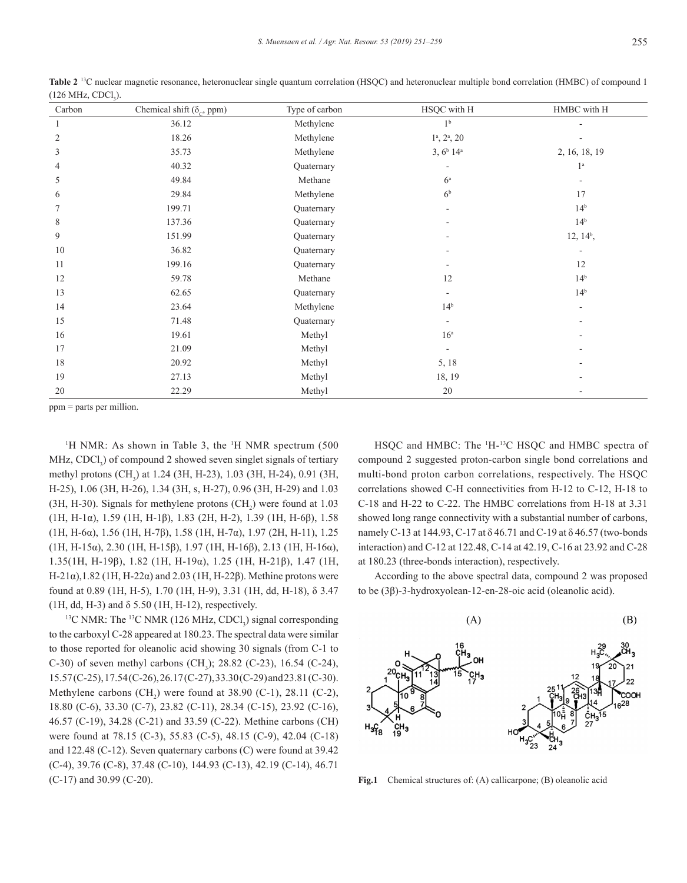**Table 2** $^{13}$C nuclear magnetic resonance, heteronuclear single quantum correlation (HSQC) and heteronuclear multiple bond correlation (HMBC) of compound 1 (126 MHz, $CDCl_3$).

| Carbon | Chemical shift ($\delta_C$, ppm) | Type of carbon | HSQC with H | HMBC with H |
|---|---|---|---|---|
| 1 | 36.12 | Methylene | 1[b] | - |
| 2 | 18.26 | Methylene | 1[a], 2[a], 20 | - |
| 3 | 35.73 | Methylene | 3, 6[b] 14[a] | 2, 16, 18, 19 |
| 4 | 40.32 | Quaternary | - | 1[a] |
| 5 | 49.84 | Methane | 6[a] | - |
| 6 | 29.84 | Methylene | 6[b] | 17 |
| 7 | 199.71 | Quaternary | - | 14[b] |
| 8 | 137.36 | Quaternary | - | 14[b] |
| 9 | 151.99 | Quaternary | - | 12, 14[b], |
| 10 | 36.82 | Quaternary | - | - |
| 11 | 199.16 | Quaternary | - | 12 |
| 12 | 59.78 | Methane | 12 | 14[b] |
| 13 | 62.65 | Quaternary | - | 14[b] |
| 14 | 23.64 | Methylene | 14[b] | - |
| 15 | 71.48 | Quaternary | - | - |
| 16 | 19.61 | Methyl | 16[a] | - |
| 17 | 21.09 | Methyl | - | - |
| 18 | 20.92 | Methyl | 5, 18 | - |
| 19 | 27.13 | Methyl | 18, 19 | - |
| 20 | 22.29 | Methyl | 20 | - |

ppm = parts per million.

$^1$H NMR: As shown in Table 3, the $^1$H NMR spectrum (500 MHz, $CDCl_3$) of compound 2 showed seven singlet signals of tertiary methyl protons ($CH_3$) at 1.24 (3H, H-23), 1.03 (3H, H-24), 0.91 (3H, H-25), 1.06 (3H, H-26), 1.34 (3H, s, H-27), 0.96 (3H, H-29) and 1.03 (3H, H-30). Signals for methylene protons ($CH_2$) were found at 1.03 (1H, H-1α), 1.59 (1H, H-1β), 1.83 (2H, H-2), 1.39 (1H, H-6β), 1.58 (1H, H-6α), 1.56 (1H, H-7β), 1.58 (1H, H-7α), 1.97 (2H, H-11), 1.25 (1H, H-15α), 2.30 (1H, H-15β), 1.97 (1H, H-16β), 2.13 (1H, H-16α), 1.35(1H, H-19β), 1.82 (1H, H-19α), 1.25 (1H, H-21β), 1.47 (1H, H-21α),1.82 (1H, H-22α) and 2.03 (1H, H-22β). Methine protons were found at 0.89 (1H, H-5), 1.70 (1H, H-9), 3.31 (1H, dd, H-18), δ 3.47 (1H, dd, H-3) and δ 5.50 (1H, H-12), respectively.

$^{13}$C NMR: The $^{13}$C NMR (126 MHz, $CDCl_3$) signal corresponding to the carboxyl C-28 appeared at 180.23. The spectral data were similar to those reported for oleanolic acid showing 30 signals (from C-1 to C-30) of seven methyl carbons ($CH_3$); 28.82 (C-23), 16.54 (C-24), 15.57(C-25), 17.54(C-26), 26.17(C-27), 33.30(C-29) and 23.81(C-30). Methylene carbons ($CH_2$) were found at 38.90 (C-1), 28.11 (C-2), 18.80 (C-6), 33.30 (C-7), 23.82 (C-11), 28.34 (C-15), 23.92 (C-16), 46.57 (C-19), 34.28 (C-21) and 33.59 (C-22). Methine carbons (CH) were found at 78.15 (C-3), 55.83 (C-5), 48.15 (C-9), 42.04 (C-18) and 122.48 (C-12). Seven quaternary carbons (C) were found at 39.42 (C-4), 39.76 (C-8), 37.48 (C-10), 144.93 (C-13), 42.19 (C-14), 46.71 (C-17) and 30.99 (C-20).

HSQC and HMBC: The $^1$H-$^{13}$C HSQC and HMBC spectra of compound 2 suggested proton-carbon single bond correlations and multi-bond proton carbon correlations, respectively. The HSQC correlations showed C-H connectivities from H-12 to C-12, H-18 to C-18 and H-22 to C-22. The HMBC correlations from H-18 at 3.31 showed long range connectivity with a substantial number of carbons, namely C-13 at 144.93, C-17 at δ 46.71 and C-19 at δ 46.57 (two-bonds interaction) and C-12 at 122.48, C-14 at 42.19, C-16 at 23.92 and C-28 at 180.23 (three-bonds interaction), respectively.

According to the above spectral data, compound 2 was proposed to be (3β)-3-hydroxyolean-12-en-28-oic acid (oleanolic acid).

**Fig.1** Chemical structures of: (A) callicarpone; (B) oleanolic acid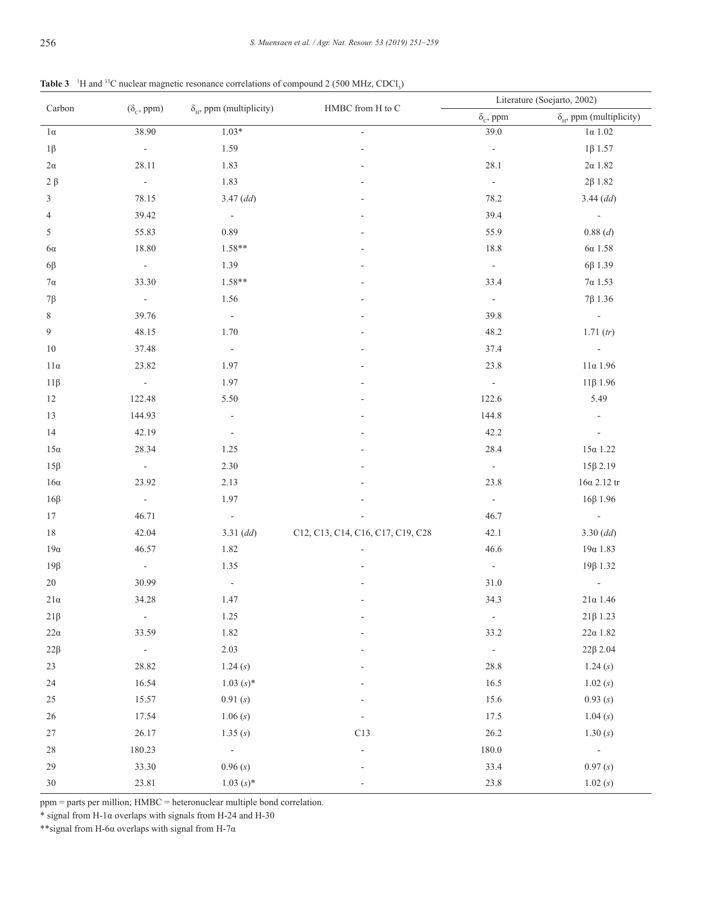**Table 3** $^1H$ and $^{13}C$ nuclear magnetic resonance correlations of compound 2 (500 MHz, $CDCl_3$)

| Carbon | ($\delta_C$, ppm) | $\delta_H$, ppm (multiplicity) | HMBC from H to C | Literature (Soejarto, 2002) | |
|---|---|---|---|---|---|
| | | | | $\delta_C$, ppm | $\delta_H$, ppm (multiplicity) |
| 1α | 38.90 | 1.03* | - | 39.0 | 1α 1.02 |
| 1β | - | 1.59 | - | - | 1β 1.57 |
| 2α | 28.11 | 1.83 | - | 28.1 | 2α 1.82 |
| 2 β | - | 1.83 | - | - | 2β 1.82 |
| 3 | 78.15 | 3.47 (*dd*) | - | 78.2 | 3.44 (*dd*) |
| 4 | 39.42 | - | - | 39.4 | - |
| 5 | 55.83 | 0.89 | - | 55.9 | 0.88 (*d*) |
| 6α | 18.80 | 1.58** | - | 18.8 | 6α 1.58 |
| 6β | - | 1.39 | - | - | 6β 1.39 |
| 7α | 33.30 | 1.58** | - | 33.4 | 7α 1.53 |
| 7β | - | 1.56 | - | - | 7β 1.36 |
| 8 | 39.76 | - | - | 39.8 | - |
| 9 | 48.15 | 1.70 | - | 48.2 | 1.71 (*tr*) |
| 10 | 37.48 | - | - | 37.4 | - |
| 11α | 23.82 | 1.97 | - | 23.8 | 11α 1.96 |
| 11β | - | 1.97 | - | - | 11β 1.96 |
| 12 | 122.48 | 5.50 | - | 122.6 | 5.49 |
| 13 | 144.93 | - | - | 144.8 | - |
| 14 | 42.19 | - | - | 42.2 | - |
| 15α | 28.34 | 1.25 | - | 28.4 | 15α 1.22 |
| 15β | - | 2.30 | - | - | 15β 2.19 |
| 16α | 23.92 | 2.13 | - | 23.8 | 16α 2.12 tr |
| 16β | - | 1.97 | - | - | 16β 1.96 |
| 17 | 46.71 | - | - | 46.7 | - |
| 18 | 42.04 | 3.31 (*dd*) | C12, C13, C14, C16, C17, C19, C28 | 42.1 | 3.30 (*dd*) |
| 19α | 46.57 | 1.82 | - | 46.6 | 19α 1.83 |
| 19β | - | 1.35 | - | - | 19β 1.32 |
| 20 | 30.99 | - | - | 31.0 | - |
| 21α | 34.28 | 1.47 | - | 34.3 | 21α 1.46 |
| 21β | - | 1.25 | - | - | 21β 1.23 |
| 22α | 33.59 | 1.82 | - | 33.2 | 22α 1.82 |
| 22β | - | 2.03 | - | - | 22β 2.04 |
| 23 | 28.82 | 1.24 (*s*) | - | 28.8 | 1.24 (*s*) |
| 24 | 16.54 | 1.03 (*s*)* | - | 16.5 | 1.02 (*s*) |
| 25 | 15.57 | 0.91 (*s*) | - | 15.6 | 0.93 (*s*) |
| 26 | 17.54 | 1.06 (*s*) | - | 17.5 | 1.04 (*s*) |
| 27 | 26.17 | 1.35 (*s*) | C13 | 26.2 | 1.30 (*s*) |
| 28 | 180.23 | - | - | 180.0 | - |
| 29 | 33.30 | 0.96 (*s*) | - | 33.4 | 0.97 (*s*) |
| 30 | 23.81 | 1.03 (*s*)* | - | 23.8 | 1.02 (*s*) |

ppm = parts per million; HMBC = heteronuclear multiple bond correlation.

* signal from H-1α overlaps with signals from H-24 and H-30

**signal from H-6α overlaps with signal from H-7α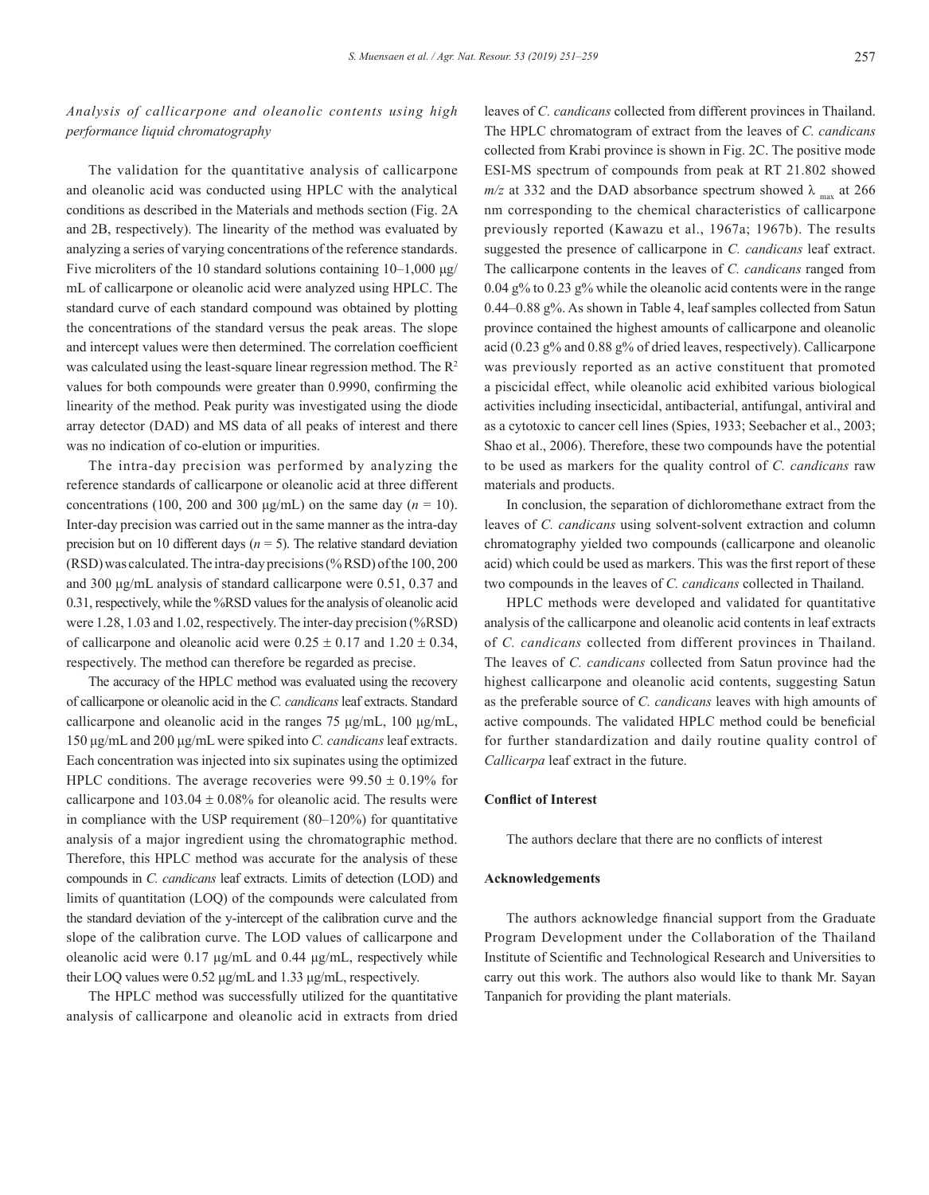*Analysis of callicarpone and oleanolic contents using high performance liquid chromatography*

The validation for the quantitative analysis of callicarpone and oleanolic acid was conducted using HPLC with the analytical conditions as described in the Materials and methods section (Fig. 2A and 2B, respectively). The linearity of the method was evaluated by analyzing a series of varying concentrations of the reference standards. Five microliters of the 10 standard solutions containing 10–1,000 μg/mL of callicarpone or oleanolic acid were analyzed using HPLC. The standard curve of each standard compound was obtained by plotting the concentrations of the standard versus the peak areas. The slope and intercept values were then determined. The correlation coefficient was calculated using the least-square linear regression method. The $R^2$ values for both compounds were greater than 0.9990, confirming the linearity of the method. Peak purity was investigated using the diode array detector (DAD) and MS data of all peaks of interest and there was no indication of co-elution or impurities.

The intra-day precision was performed by analyzing the reference standards of callicarpone or oleanolic acid at three different concentrations (100, 200 and 300 μg/mL) on the same day ($n = 10$). Inter-day precision was carried out in the same manner as the intra-day precision but on 10 different days ($n = 5$). The relative standard deviation (RSD) was calculated. The intra-day precisions (%RSD) of the 100, 200 and 300 μg/mL analysis of standard callicarpone were 0.51, 0.37 and 0.31, respectively, while the %RSD values for the analysis of oleanolic acid were 1.28, 1.03 and 1.02, respectively. The inter-day precision (%RSD) of callicarpone and oleanolic acid were $0.25 \pm 0.17$ and $1.20 \pm 0.34$, respectively. The method can therefore be regarded as precise.

The accuracy of the HPLC method was evaluated using the recovery of callicarpone or oleanolic acid in the *C. candicans* leaf extracts. Standard callicarpone and oleanolic acid in the ranges 75 μg/mL, 100 μg/mL, 150 μg/mL and 200 μg/mL were spiked into *C. candicans* leaf extracts. Each concentration was injected into six supinates using the optimized HPLC conditions. The average recoveries were $99.50 \pm 0.19$% for callicarpone and $103.04 \pm 0.08$% for oleanolic acid. The results were in compliance with the USP requirement (80–120%) for quantitative analysis of a major ingredient using the chromatographic method. Therefore, this HPLC method was accurate for the analysis of these compounds in *C. candicans* leaf extracts. Limits of detection (LOD) and limits of quantitation (LOQ) of the compounds were calculated from the standard deviation of the y-intercept of the calibration curve and the slope of the calibration curve. The LOD values of callicarpone and oleanolic acid were 0.17 μg/mL and 0.44 μg/mL, respectively while their LOQ values were 0.52 μg/mL and 1.33 μg/mL, respectively.

The HPLC method was successfully utilized for the quantitative analysis of callicarpone and oleanolic acid in extracts from dried leaves of *C. candicans* collected from different provinces in Thailand. The HPLC chromatogram of extract from the leaves of *C. candicans* collected from Krabi province is shown in Fig. 2C. The positive mode ESI-MS spectrum of compounds from peak at RT 21.802 showed *m/z* at 332 and the DAD absorbance spectrum showed $\lambda_{max}$ at 266 nm corresponding to the chemical characteristics of callicarpone previously reported (Kawazu et al., 1967a; 1967b). The results suggested the presence of callicarpone in *C. candicans* leaf extract. The callicarpone contents in the leaves of *C. candicans* ranged from 0.04 g% to 0.23 g% while the oleanolic acid contents were in the range 0.44–0.88 g%. As shown in Table 4, leaf samples collected from Satun province contained the highest amounts of callicarpone and oleanolic acid (0.23 g% and 0.88 g% of dried leaves, respectively). Callicarpone was previously reported as an active constituent that promoted a piscicidal effect, while oleanolic acid exhibited various biological activities including insecticidal, antibacterial, antifungal, antiviral and as a cytotoxic to cancer cell lines (Spies, 1933; Seebacher et al., 2003; Shao et al., 2006). Therefore, these two compounds have the potential to be used as markers for the quality control of *C. candicans* raw materials and products.

In conclusion, the separation of dichloromethane extract from the leaves of *C. candicans* using solvent-solvent extraction and column chromatography yielded two compounds (callicarpone and oleanolic acid) which could be used as markers. This was the first report of these two compounds in the leaves of *C. candicans* collected in Thailand.

HPLC methods were developed and validated for quantitative analysis of the callicarpone and oleanolic acid contents in leaf extracts of *C. candicans* collected from different provinces in Thailand. The leaves of *C. candicans* collected from Satun province had the highest callicarpone and oleanolic acid contents, suggesting Satun as the preferable source of *C. candicans* leaves with high amounts of active compounds. The validated HPLC method could be beneficial for further standardization and daily routine quality control of *Callicarpa* leaf extract in the future.

**Conflict of Interest**

The authors declare that there are no conflicts of interest

**Acknowledgements**

The authors acknowledge financial support from the Graduate Program Development under the Collaboration of the Thailand Institute of Scientific and Technological Research and Universities to carry out this work. The authors also would like to thank Mr. Sayan Tanpanich for providing the plant materials.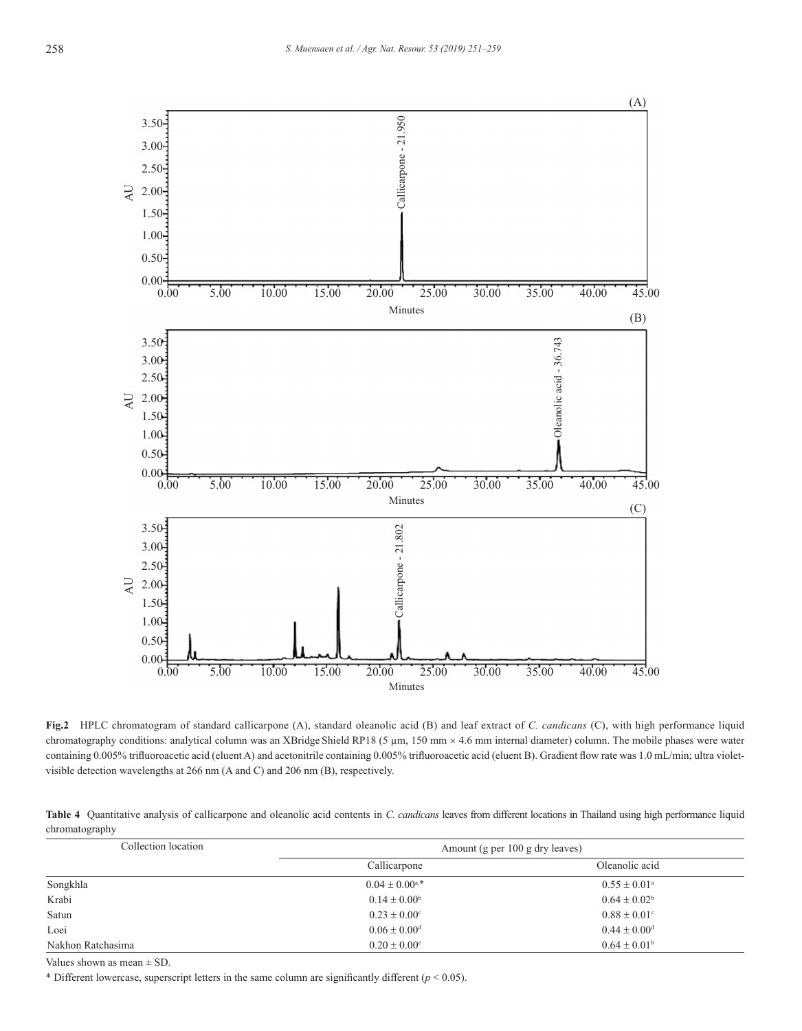Fig.2 HPLC chromatogram of standard callicarpone (A), standard oleanolic acid (B) and leaf extract of *C. candicans* (C), with high performance liquid chromatography conditions: analytical column was an XBridge Shield RP18 (5 μm, 150 mm × 4.6 mm internal diameter) column. The mobile phases were water containing 0.005% trifluoroacetic acid (eluent A) and acetonitrile containing 0.005% trifluoroacetic acid (eluent B). Gradient flow rate was 1.0 mL/min; ultra violet-visible detection wavelengths at 266 nm (A and C) and 206 nm (B), respectively.

**Table 4** Quantitative analysis of callicarpone and oleanolic acid contents in *C. candicans* leaves from different locations in Thailand using high performance liquid chromatography

| Collection location | Amount (g per 100 g dry leaves) | |
|---|---|---|
| | Callicarpone | Oleanolic acid |
| Songkhla | $0.04 \pm 0.00^{a,*}$ | $0.55 \pm 0.01^{a}$ |
| Krabi | $0.14 \pm 0.00^{b}$ | $0.64 \pm 0.02^{b}$ |
| Satun | $0.23 \pm 0.00^{c}$ | $0.88 \pm 0.01^{c}$ |
| Loei | $0.06 \pm 0.00^{d}$ | $0.44 \pm 0.00^{d}$ |
| Nakhon Ratchasima | $0.20 \pm 0.00^{e}$ | $0.64 \pm 0.01^{b}$ |

Values shown as mean ± SD.

\* Different lowercase, superscript letters in the same column are significantly different ($p < 0.05$).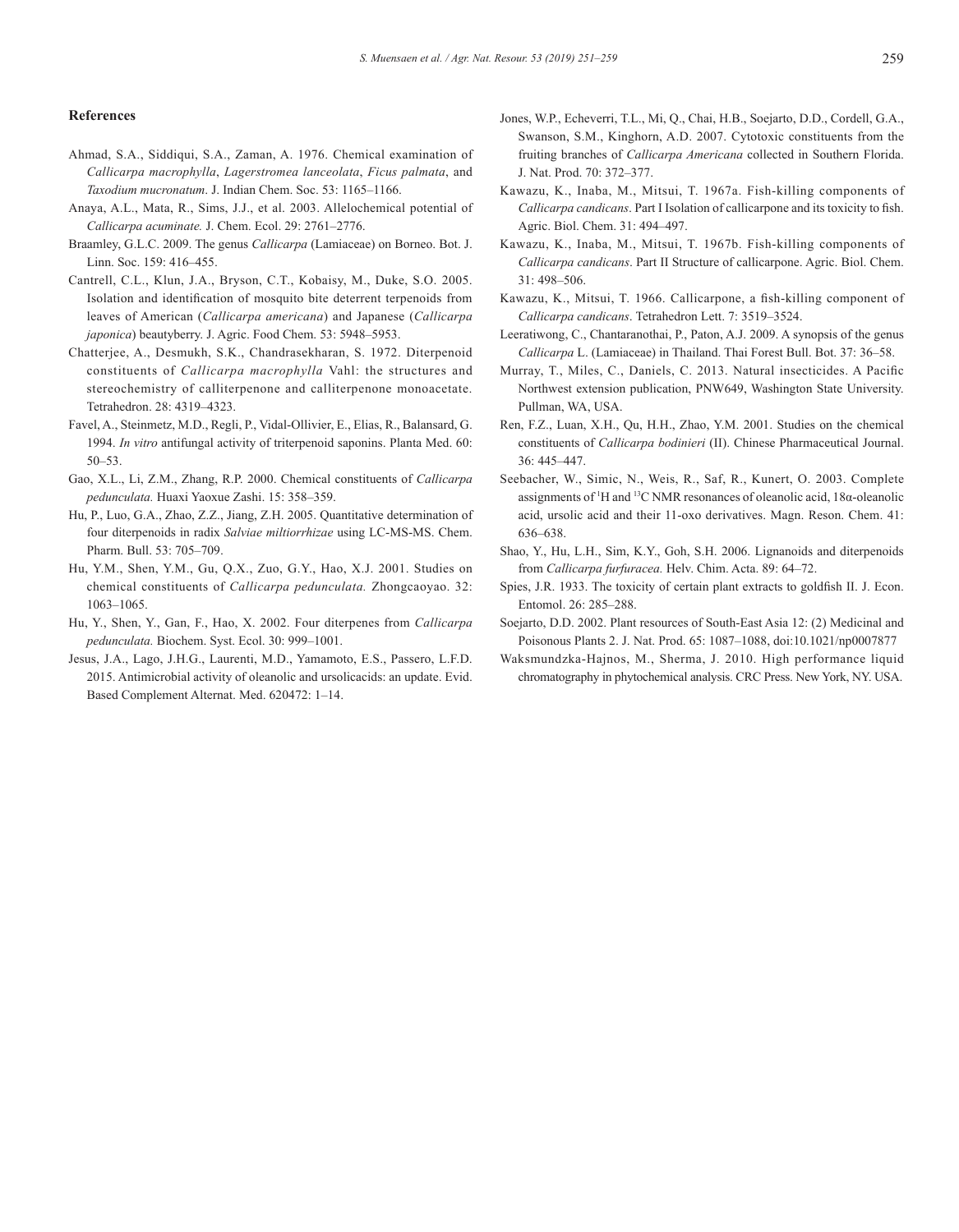## References

Ahmad, S.A., Siddiqui, S.A., Zaman, A. 1976. Chemical examination of *Callicarpa macrophylla*, *Lagerstromea lanceolata*, *Ficus palmata*, and *Taxodium mucronatum*. J. Indian Chem. Soc. 53: 1165–1166.

Anaya, A.L., Mata, R., Sims, J.J., et al. 2003. Allelochemical potential of *Callicarpa acuminate.* J. Chem. Ecol. 29: 2761–2776.

Braamley, G.L.C. 2009. The genus *Callicarpa* (Lamiaceae) on Borneo. Bot. J. Linn. Soc. 159: 416–455.

Cantrell, C.L., Klun, J.A., Bryson, C.T., Kobaisy, M., Duke, S.O. 2005. Isolation and identification of mosquito bite deterrent terpenoids from leaves of American (*Callicarpa americana*) and Japanese (*Callicarpa japonica*) beautyberry. J. Agric. Food Chem. 53: 5948–5953.

Chatterjee, A., Desmukh, S.K., Chandrasekharan, S. 1972. Diterpenoid constituents of *Callicarpa macrophylla* Vahl: the structures and stereochemistry of calliterpenone and calliterpenone monoacetate. Tetrahedron. 28: 4319–4323.

Favel, A., Steinmetz, M.D., Regli, P., Vidal-Ollivier, E., Elias, R., Balansard, G. 1994. *In vitro* antifungal activity of triterpenoid saponins. Planta Med. 60: 50–53.

Gao, X.L., Li, Z.M., Zhang, R.P. 2000. Chemical constituents of *Callicarpa pedunculata.* Huaxi Yaoxue Zashi. 15: 358–359.

Hu, P., Luo, G.A., Zhao, Z.Z., Jiang, Z.H. 2005. Quantitative determination of four diterpenoids in radix *Salviae miltiorrhizae* using LC-MS-MS. Chem. Pharm. Bull. 53: 705–709.

Hu, Y.M., Shen, Y.M., Gu, Q.X., Zuo, G.Y., Hao, X.J. 2001. Studies on chemical constituents of *Callicarpa pedunculata.* Zhongcaoyao. 32: 1063–1065.

Hu, Y., Shen, Y., Gan, F., Hao, X. 2002. Four diterpenes from *Callicarpa pedunculata.* Biochem. Syst. Ecol. 30: 999–1001.

Jesus, J.A., Lago, J.H.G., Laurenti, M.D., Yamamoto, E.S., Passero, L.F.D. 2015. Antimicrobial activity of oleanolic and ursolicacids: an update. Evid. Based Complement Alternat. Med. 620472: 1–14.

Jones, W.P., Echeverri, T.L., Mi, Q., Chai, H.B., Soejarto, D.D., Cordell, G.A., Swanson, S.M., Kinghorn, A.D. 2007. Cytotoxic constituents from the fruiting branches of *Callicarpa Americana* collected in Southern Florida. J. Nat. Prod. 70: 372–377.

Kawazu, K., Inaba, M., Mitsui, T. 1967a. Fish-killing components of *Callicarpa candicans*. Part I Isolation of callicarpone and its toxicity to fish. Agric. Biol. Chem. 31: 494–497.

Kawazu, K., Inaba, M., Mitsui, T. 1967b. Fish-killing components of *Callicarpa candicans*. Part II Structure of callicarpone. Agric. Biol. Chem. 31: 498–506.

Kawazu, K., Mitsui, T. 1966. Callicarpone, a fish-killing component of *Callicarpa candicans*. Tetrahedron Lett. 7: 3519–3524.

Leeratiwong, C., Chantaranothai, P., Paton, A.J. 2009. A synopsis of the genus *Callicarpa* L. (Lamiaceae) in Thailand. Thai Forest Bull. Bot. 37: 36–58.

Murray, T., Miles, C., Daniels, C. 2013. Natural insecticides. A Pacific Northwest extension publication, PNW649, Washington State University. Pullman, WA, USA.

Ren, F.Z., Luan, X.H., Qu, H.H., Zhao, Y.M. 2001. Studies on the chemical constituents of *Callicarpa bodinieri* (II). Chinese Pharmaceutical Journal. 36: 445–447.

Seebacher, W., Simic, N., Weis, R., Saf, R., Kunert, O. 2003. Complete assignments of $^{1}$H and $^{13}$C NMR resonances of oleanolic acid, 18α-oleanolic acid, ursolic acid and their 11-oxo derivatives. Magn. Reson. Chem. 41: 636–638.

Shao, Y., Hu, L.H., Sim, K.Y., Goh, S.H. 2006. Lignanoids and diterpenoids from *Callicarpa furfuracea.* Helv. Chim. Acta. 89: 64–72.

Spies, J.R. 1933. The toxicity of certain plant extracts to goldfish II. J. Econ. Entomol. 26: 285–288.

Soejarto, D.D. 2002. Plant resources of South-East Asia 12: (2) Medicinal and Poisonous Plants 2. J. Nat. Prod. 65: 1087–1088, doi:10.1021/np0007877

Waksmundzka-Hajnos, M., Sherma, J. 2010. High performance liquid chromatography in phytochemical analysis. CRC Press. New York, NY. USA.